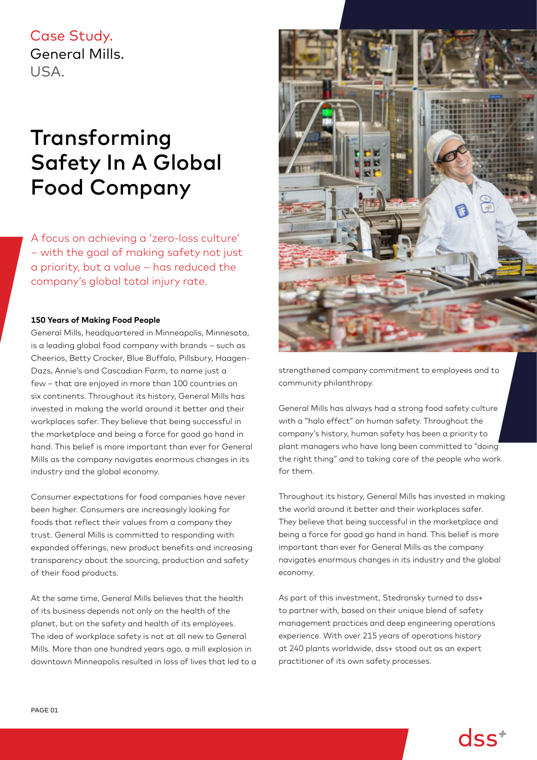Case Study.
General Mills.
USA.

# Transforming Safety In A Global Food Company

A focus on achieving a 'zero-loss culture' – with the goal of making safety not just a priority, but a value – has reduced the company's global total injury rate.

**150 Years of Making Food People**

General Mills, headquartered in Minneapolis, Minnesota, is a leading global food company with brands – such as Cheerios, Betty Crocker, Blue Buffalo, Pillsbury, Haagen-Dazs, Annie's and Cascadian Farm, to name just a few – that are enjoyed in more than 100 countries on six continents. Throughout its history, General Mills has invested in making the world around it better and their workplaces safer. They believe that being successful in the marketplace and being a force for good go hand in hand. This belief is more important than ever for General Mills as the company navigates enormous changes in its industry and the global economy.

Consumer expectations for food companies have never been higher. Consumers are increasingly looking for foods that reflect their values from a company they trust. General Mills is committed to responding with expanded offerings, new product benefits and increasing transparency about the sourcing, production and safety of their food products.

At the same time, General Mills believes that the health of its business depends not only on the health of the planet, but on the safety and health of its employees. The idea of workplace safety is not at all new to General Mills. More than one hundred years ago, a mill explosion in downtown Minneapolis resulted in loss of lives that led to a strengthened company commitment to employees and to community philanthropy.

General Mills has always had a strong food safety culture with a "halo effect" on human safety. Throughout the company's history, human safety has been a priority to plant managers who have long been committed to "doing the right thing" and to taking care of the people who work for them.

Throughout its history, General Mills has invested in making the world around it better and their workplaces safer. They believe that being successful in the marketplace and being a force for good go hand in hand. This belief is more important than ever for General Mills as the company navigates enormous changes in its industry and the global economy.

As part of this investment, Stedronsky turned to dss+ to partner with, based on their unique blend of safety management practices and deep engineering operations experience. With over 215 years of operations history at 240 plants worldwide, dss+ stood out as an expert practitioner of its own safety processes.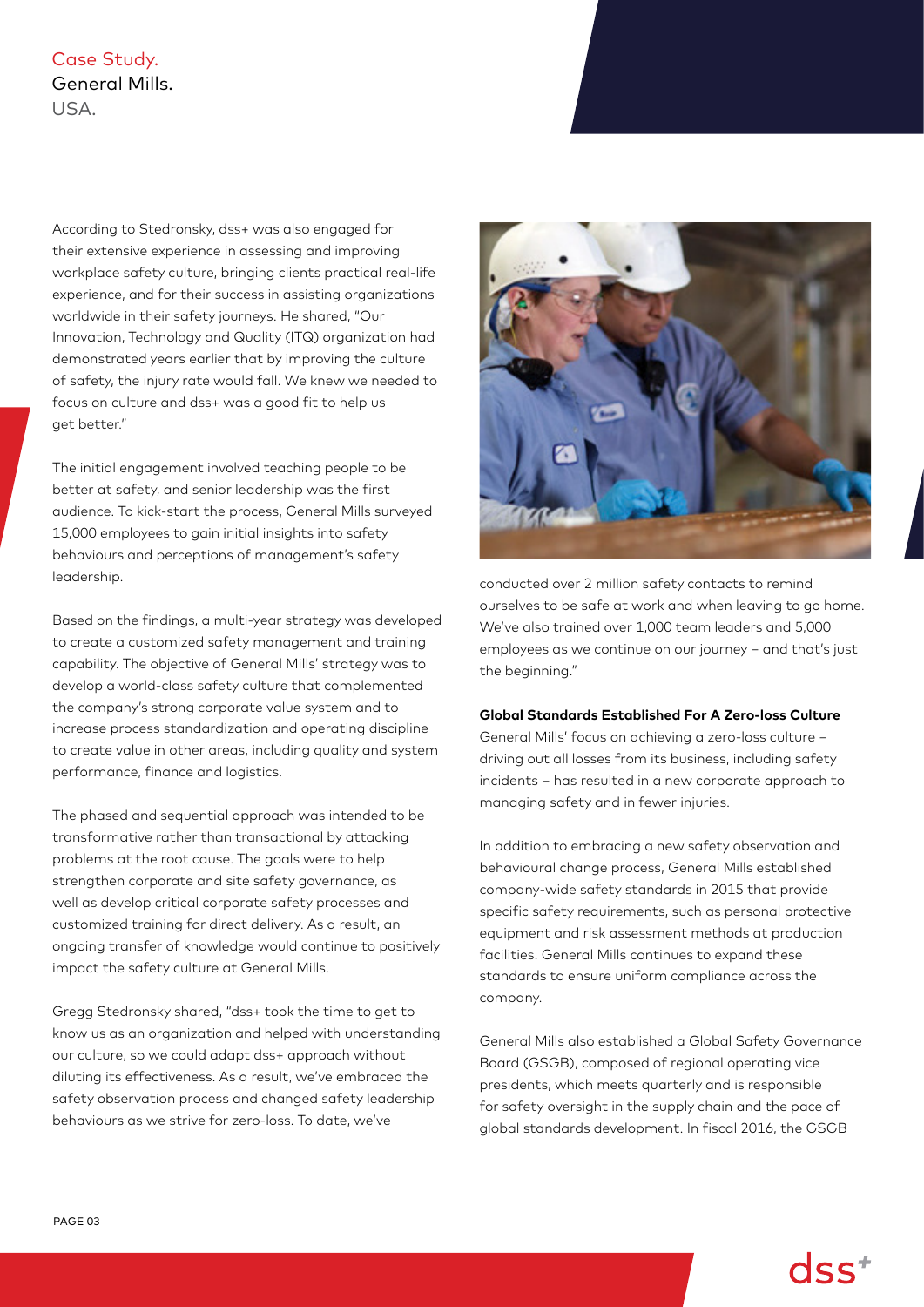Case Study.
General Mills.
USA.

According to Stedronsky, dss+ was also engaged for their extensive experience in assessing and improving workplace safety culture, bringing clients practical real-life experience, and for their success in assisting organizations worldwide in their safety journeys. He shared, "Our Innovation, Technology and Quality (ITQ) organization had demonstrated years earlier that by improving the culture of safety, the injury rate would fall. We knew we needed to focus on culture and dss+ was a good fit to help us get better."

The initial engagement involved teaching people to be better at safety, and senior leadership was the first audience. To kick-start the process, General Mills surveyed 15,000 employees to gain initial insights into safety behaviours and perceptions of management's safety leadership.

Based on the findings, a multi-year strategy was developed to create a customized safety management and training capability. The objective of General Mills' strategy was to develop a world-class safety culture that complemented the company's strong corporate value system and to increase process standardization and operating discipline to create value in other areas, including quality and system performance, finance and logistics.

The phased and sequential approach was intended to be transformative rather than transactional by attacking problems at the root cause. The goals were to help strengthen corporate and site safety governance, as well as develop critical corporate safety processes and customized training for direct delivery. As a result, an ongoing transfer of knowledge would continue to positively impact the safety culture at General Mills.

Gregg Stedronsky shared, "dss+ took the time to get to know us as an organization and helped with understanding our culture, so we could adapt dss+ approach without diluting its effectiveness. As a result, we've embraced the safety observation process and changed safety leadership behaviours as we strive for zero-loss. To date, we've conducted over 2 million safety contacts to remind ourselves to be safe at work and when leaving to go home. We've also trained over 1,000 team leaders and 5,000 employees as we continue on our journey – and that's just the beginning."

**Global Standards Established For A Zero-loss Culture**

General Mills' focus on achieving a zero-loss culture – driving out all losses from its business, including safety incidents – has resulted in a new corporate approach to managing safety and in fewer injuries.

In addition to embracing a new safety observation and behavioural change process, General Mills established company-wide safety standards in 2015 that provide specific safety requirements, such as personal protective equipment and risk assessment methods at production facilities. General Mills continues to expand these standards to ensure uniform compliance across the company.

General Mills also established a Global Safety Governance Board (GSGB), composed of regional operating vice presidents, which meets quarterly and is responsible for safety oversight in the supply chain and the pace of global standards development. In fiscal 2016, the GSGB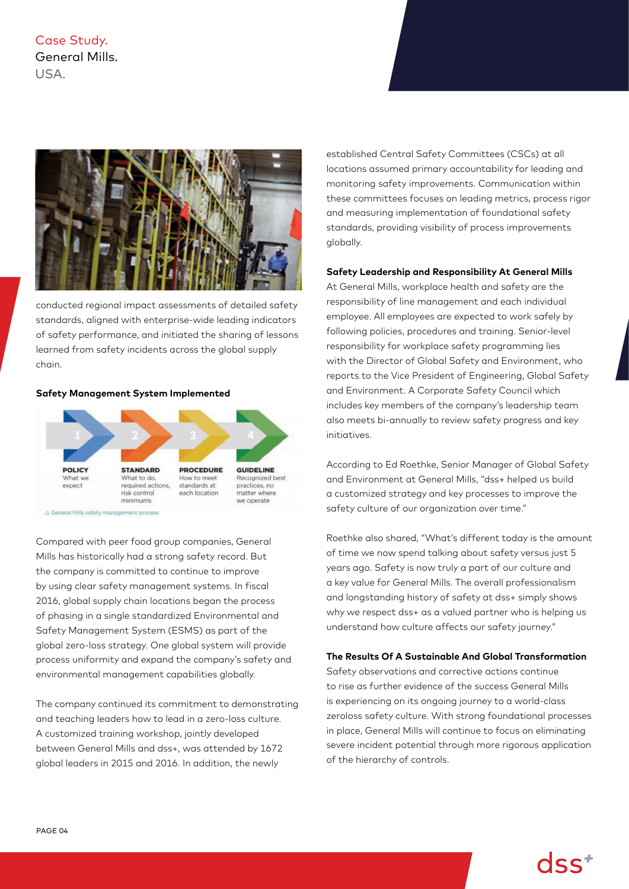Case Study.
General Mills.
USA.

conducted regional impact assessments of detailed safety standards, aligned with enterprise-wide leading indicators of safety performance, and initiated the sharing of lessons learned from safety incidents across the global supply chain.

### Safety Management System Implemented

| 1 | 2 | 3 | 4 |
|---|---|---|---|
| **POLICY** What we expect | **STANDARD** What to do, required actions, risk control minimums | **PROCEDURE** How to meet standards at each location | **GUIDELINE** Recognized best practices, no matter where we operate |

△ General Mills safety management process

Compared with peer food group companies, General Mills has historically had a strong safety record. But the company is committed to continue to improve by using clear safety management systems. In fiscal 2016, global supply chain locations began the process of phasing in a single standardized Environmental and Safety Management System (ESMS) as part of the global zero-loss strategy. One global system will provide process uniformity and expand the company's safety and environmental management capabilities globally.

The company continued its commitment to demonstrating and teaching leaders how to lead in a zero-loss culture. A customized training workshop, jointly developed between General Mills and dss+, was attended by 1672 global leaders in 2015 and 2016. In addition, the newly established Central Safety Committees (CSCs) at all locations assumed primary accountability for leading and monitoring safety improvements. Communication within these committees focuses on leading metrics, process rigor and measuring implementation of foundational safety standards, providing visibility of process improvements globally.

### Safety Leadership and Responsibility At General Mills

At General Mills, workplace health and safety are the responsibility of line management and each individual employee. All employees are expected to work safely by following policies, procedures and training. Senior-level responsibility for workplace safety programming lies with the Director of Global Safety and Environment, who reports to the Vice President of Engineering, Global Safety and Environment. A Corporate Safety Council which includes key members of the company's leadership team also meets bi-annually to review safety progress and key initiatives.

According to Ed Roethke, Senior Manager of Global Safety and Environment at General Mills, "dss+ helped us build a customized strategy and key processes to improve the safety culture of our organization over time."

Roethke also shared, "What's different today is the amount of time we now spend talking about safety versus just 5 years ago. Safety is now truly a part of our culture and a key value for General Mills. The overall professionalism and longstanding history of safety at dss+ simply shows why we respect dss+ as a valued partner who is helping us understand how culture affects our safety journey."

### The Results Of A Sustainable And Global Transformation

Safety observations and corrective actions continue to rise as further evidence of the success General Mills is experiencing on its ongoing journey to a world-class zeroloss safety culture. With strong foundational processes in place, General Mills will continue to focus on eliminating severe incident potential through more rigorous application of the hierarchy of controls.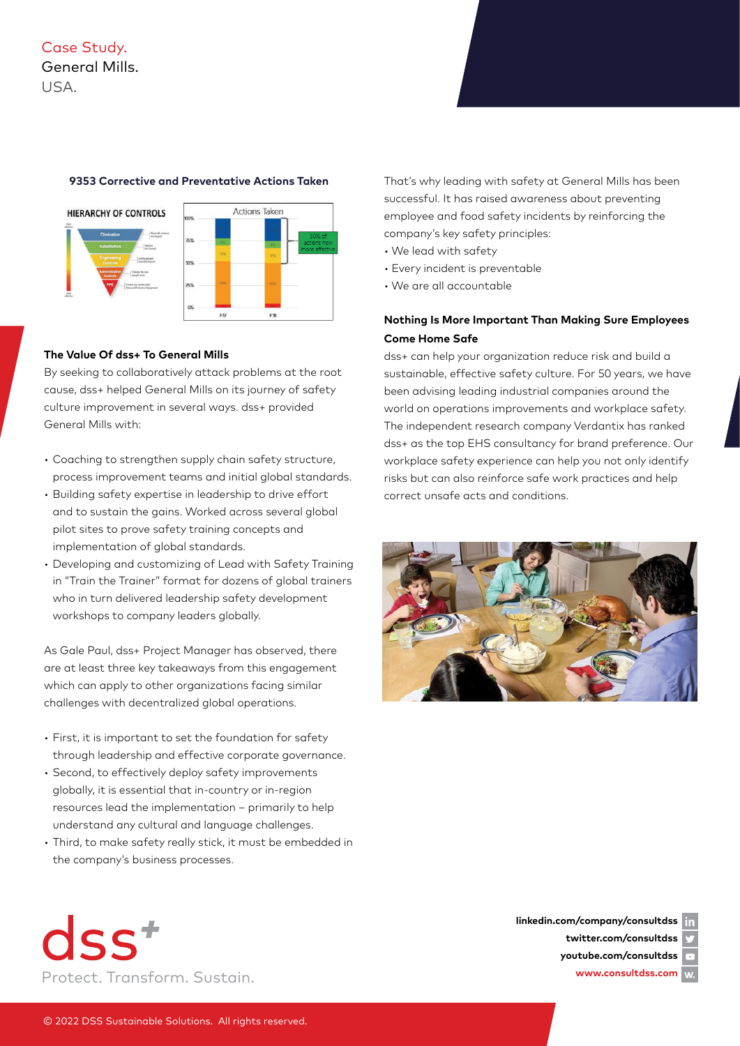Case Study.
General Mills.
USA.

**9353 Corrective and Preventative Actions Taken**

HIERARCHY OF CONTROLS

Elimination

Substitution

Engineering Controls

Administrative Controls

PPE

Actions Taken

100%

75%

50%

25%

0%

50% of actions now more effective

F17

F18

### The Value Of dss+ To General Mills

By seeking to collaboratively attack problems at the root cause, dss+ helped General Mills on its journey of safety culture improvement in several ways. dss+ provided General Mills with:

- Coaching to strengthen supply chain safety structure, process improvement teams and initial global standards.
- Building safety expertise in leadership to drive effort and to sustain the gains. Worked across several global pilot sites to prove safety training concepts and implementation of global standards.
- Developing and customizing of Lead with Safety Training in "Train the Trainer" format for dozens of global trainers who in turn delivered leadership safety development workshops to company leaders globally.

As Gale Paul, dss+ Project Manager has observed, there are at least three key takeaways from this engagement which can apply to other organizations facing similar challenges with decentralized global operations.

- First, it is important to set the foundation for safety through leadership and effective corporate governance.
- Second, to effectively deploy safety improvements globally, it is essential that in-country or in-region resources lead the implementation – primarily to help understand any cultural and language challenges.
- Third, to make safety really stick, it must be embedded in the company's business processes.

That's why leading with safety at General Mills has been successful. It has raised awareness about preventing employee and food safety incidents by reinforcing the company's key safety principles:

- We lead with safety
- Every incident is preventable
- We are all accountable

### Nothing Is More Important Than Making Sure Employees Come Home Safe

dss+ can help your organization reduce risk and build a sustainable, effective safety culture. For 50 years, we have been advising leading industrial companies around the world on operations improvements and workplace safety. The independent research company Verdantix has ranked dss+ as the top EHS consultancy for brand preference. Our workplace safety experience can help you not only identify risks but can also reinforce safe work practices and help correct unsafe acts and conditions.

dss+

Protect. Transform. Sustain.

linkedin.com/company/consultdss
twitter.com/consultdss
youtube.com/consultdss
www.consultdss.com

© 2022 DSS Sustainable Solutions. All rights reserved.